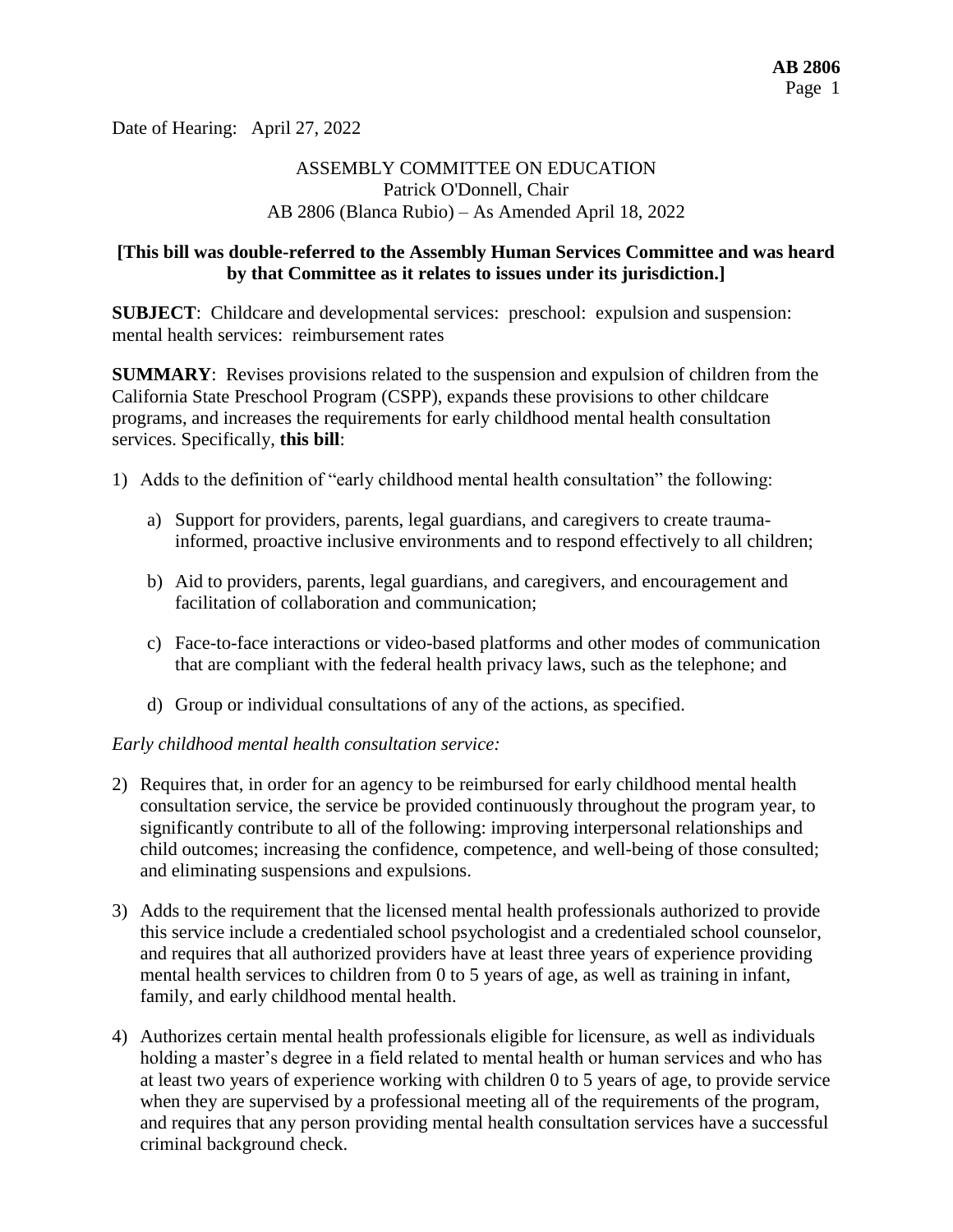Date of Hearing: April 27, 2022

ASSEMBLY COMMITTEE ON EDUCATION
Patrick O'Donnell, Chair
AB 2806 (Blanca Rubio) – As Amended April 18, 2022

**[This bill was double-referred to the Assembly Human Services Committee and was heard by that Committee as it relates to issues under its jurisdiction.]**

**SUBJECT**: Childcare and developmental services: preschool: expulsion and suspension: mental health services: reimbursement rates

**SUMMARY**: Revises provisions related to the suspension and expulsion of children from the California State Preschool Program (CSPP), expands these provisions to other childcare programs, and increases the requirements for early childhood mental health consultation services. Specifically, **this bill**:

1) Adds to the definition of "early childhood mental health consultation" the following:

   a) Support for providers, parents, legal guardians, and caregivers to create trauma-informed, proactive inclusive environments and to respond effectively to all children;

   b) Aid to providers, parents, legal guardians, and caregivers, and encouragement and facilitation of collaboration and communication;

   c) Face-to-face interactions or video-based platforms and other modes of communication that are compliant with the federal health privacy laws, such as the telephone; and

   d) Group or individual consultations of any of the actions, as specified.

*Early childhood mental health consultation service:*

2) Requires that, in order for an agency to be reimbursed for early childhood mental health consultation service, the service be provided continuously throughout the program year, to significantly contribute to all of the following: improving interpersonal relationships and child outcomes; increasing the confidence, competence, and well-being of those consulted; and eliminating suspensions and expulsions.

3) Adds to the requirement that the licensed mental health professionals authorized to provide this service include a credentialed school psychologist and a credentialed school counselor, and requires that all authorized providers have at least three years of experience providing mental health services to children from 0 to 5 years of age, as well as training in infant, family, and early childhood mental health.

4) Authorizes certain mental health professionals eligible for licensure, as well as individuals holding a master's degree in a field related to mental health or human services and who has at least two years of experience working with children 0 to 5 years of age, to provide service when they are supervised by a professional meeting all of the requirements of the program, and requires that any person providing mental health consultation services have a successful criminal background check.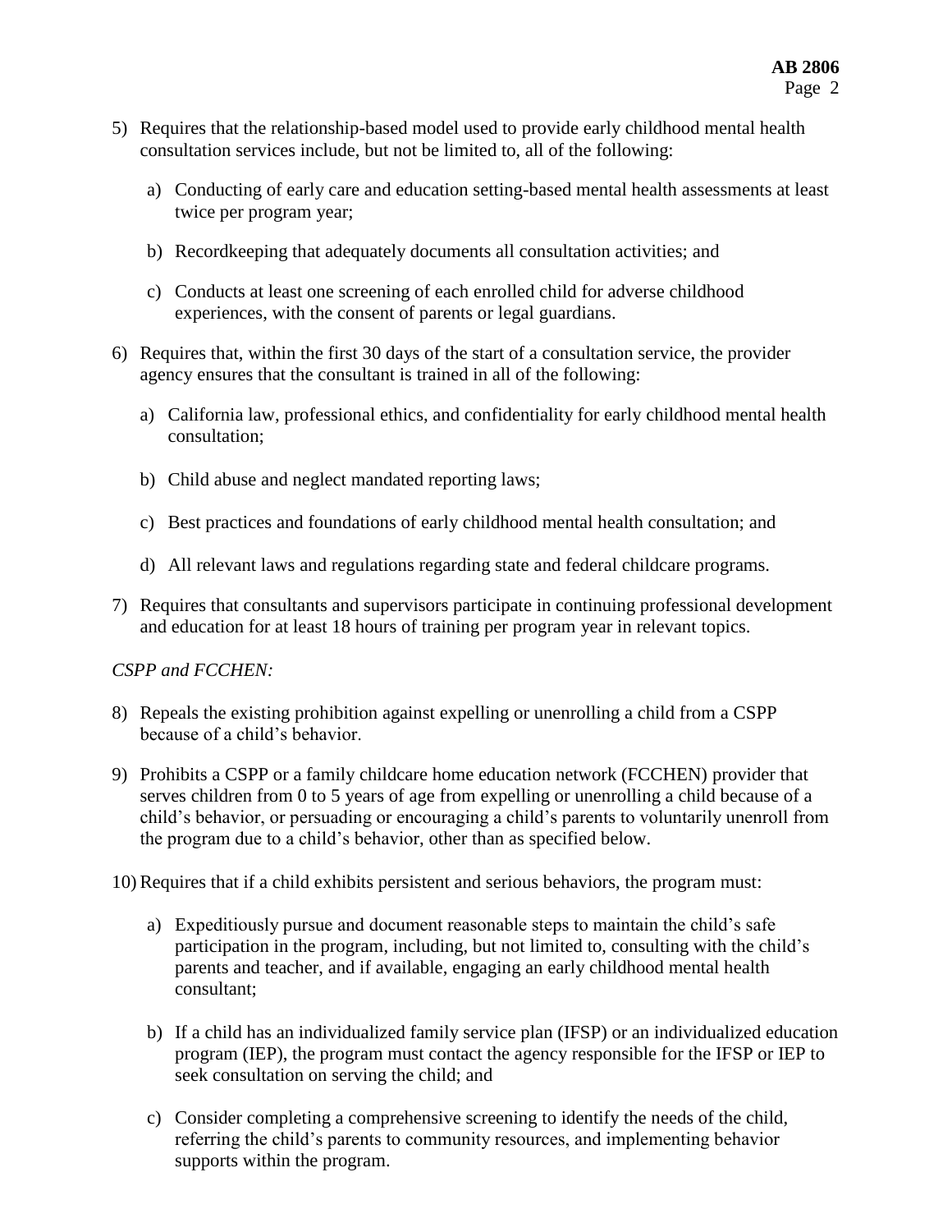5) Requires that the relationship-based model used to provide early childhood mental health consultation services include, but not be limited to, all of the following:

   a) Conducting of early care and education setting-based mental health assessments at least twice per program year;

   b) Recordkeeping that adequately documents all consultation activities; and

   c) Conducts at least one screening of each enrolled child for adverse childhood experiences, with the consent of parents or legal guardians.

6) Requires that, within the first 30 days of the start of a consultation service, the provider agency ensures that the consultant is trained in all of the following:

   a) California law, professional ethics, and confidentiality for early childhood mental health consultation;

   b) Child abuse and neglect mandated reporting laws;

   c) Best practices and foundations of early childhood mental health consultation; and

   d) All relevant laws and regulations regarding state and federal childcare programs.

7) Requires that consultants and supervisors participate in continuing professional development and education for at least 18 hours of training per program year in relevant topics.

*CSPP and FCCHEN:*

8) Repeals the existing prohibition against expelling or unenrolling a child from a CSPP because of a child's behavior.

9) Prohibits a CSPP or a family childcare home education network (FCCHEN) provider that serves children from 0 to 5 years of age from expelling or unenrolling a child because of a child's behavior, or persuading or encouraging a child's parents to voluntarily unenroll from the program due to a child's behavior, other than as specified below.

10) Requires that if a child exhibits persistent and serious behaviors, the program must:

    a) Expeditiously pursue and document reasonable steps to maintain the child's safe participation in the program, including, but not limited to, consulting with the child's parents and teacher, and if available, engaging an early childhood mental health consultant;

    b) If a child has an individualized family service plan (IFSP) or an individualized education program (IEP), the program must contact the agency responsible for the IFSP or IEP to seek consultation on serving the child; and

    c) Consider completing a comprehensive screening to identify the needs of the child, referring the child's parents to community resources, and implementing behavior supports within the program.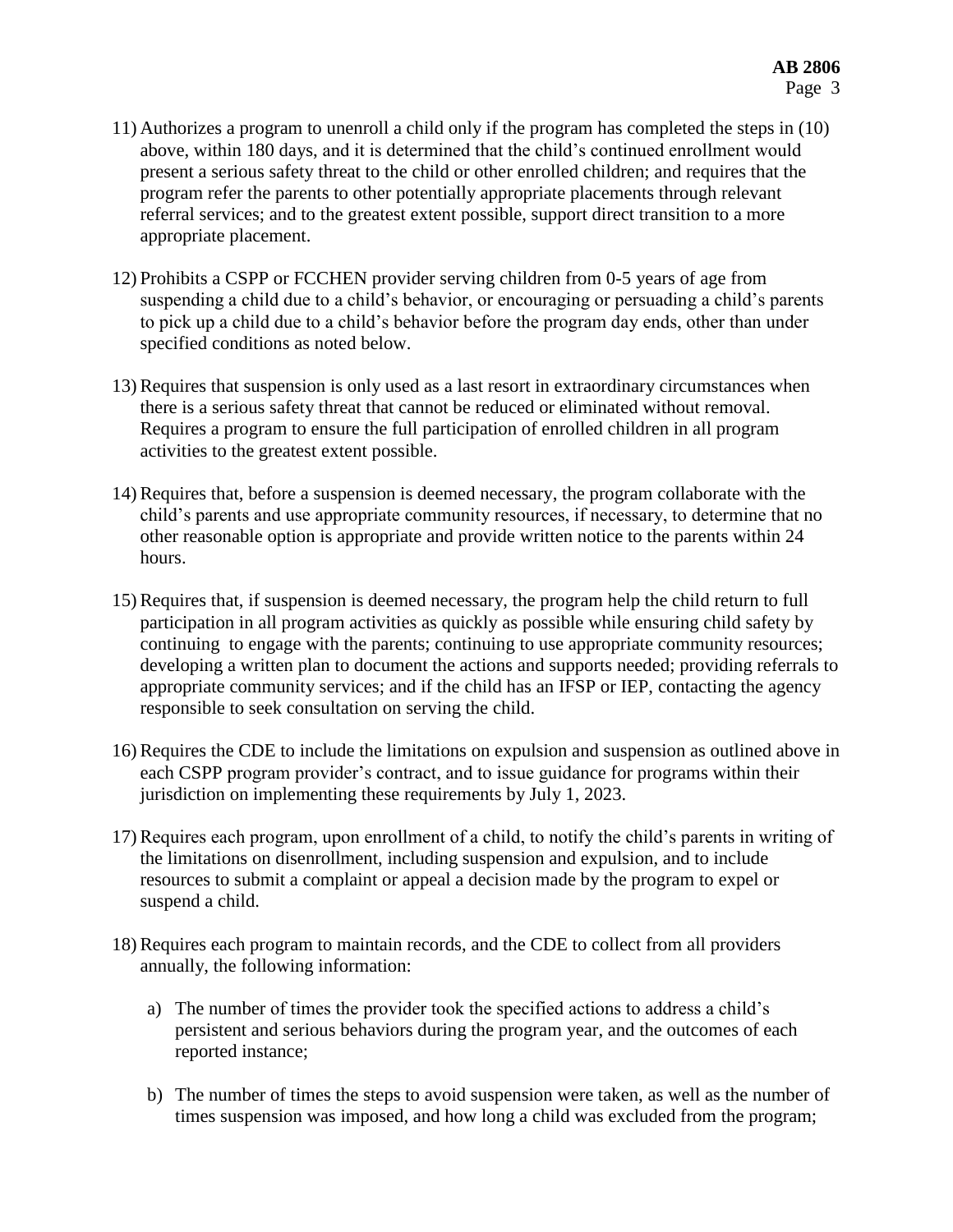11) Authorizes a program to unenroll a child only if the program has completed the steps in (10) above, within 180 days, and it is determined that the child's continued enrollment would present a serious safety threat to the child or other enrolled children; and requires that the program refer the parents to other potentially appropriate placements through relevant referral services; and to the greatest extent possible, support direct transition to a more appropriate placement.

12) Prohibits a CSPP or FCCHEN provider serving children from 0-5 years of age from suspending a child due to a child's behavior, or encouraging or persuading a child's parents to pick up a child due to a child's behavior before the program day ends, other than under specified conditions as noted below.

13) Requires that suspension is only used as a last resort in extraordinary circumstances when there is a serious safety threat that cannot be reduced or eliminated without removal. Requires a program to ensure the full participation of enrolled children in all program activities to the greatest extent possible.

14) Requires that, before a suspension is deemed necessary, the program collaborate with the child's parents and use appropriate community resources, if necessary, to determine that no other reasonable option is appropriate and provide written notice to the parents within 24 hours.

15) Requires that, if suspension is deemed necessary, the program help the child return to full participation in all program activities as quickly as possible while ensuring child safety by continuing to engage with the parents; continuing to use appropriate community resources; developing a written plan to document the actions and supports needed; providing referrals to appropriate community services; and if the child has an IFSP or IEP, contacting the agency responsible to seek consultation on serving the child.

16) Requires the CDE to include the limitations on expulsion and suspension as outlined above in each CSPP program provider's contract, and to issue guidance for programs within their jurisdiction on implementing these requirements by July 1, 2023.

17) Requires each program, upon enrollment of a child, to notify the child's parents in writing of the limitations on disenrollment, including suspension and expulsion, and to include resources to submit a complaint or appeal a decision made by the program to expel or suspend a child.

18) Requires each program to maintain records, and the CDE to collect from all providers annually, the following information:

    a) The number of times the provider took the specified actions to address a child's persistent and serious behaviors during the program year, and the outcomes of each reported instance;

    b) The number of times the steps to avoid suspension were taken, as well as the number of times suspension was imposed, and how long a child was excluded from the program;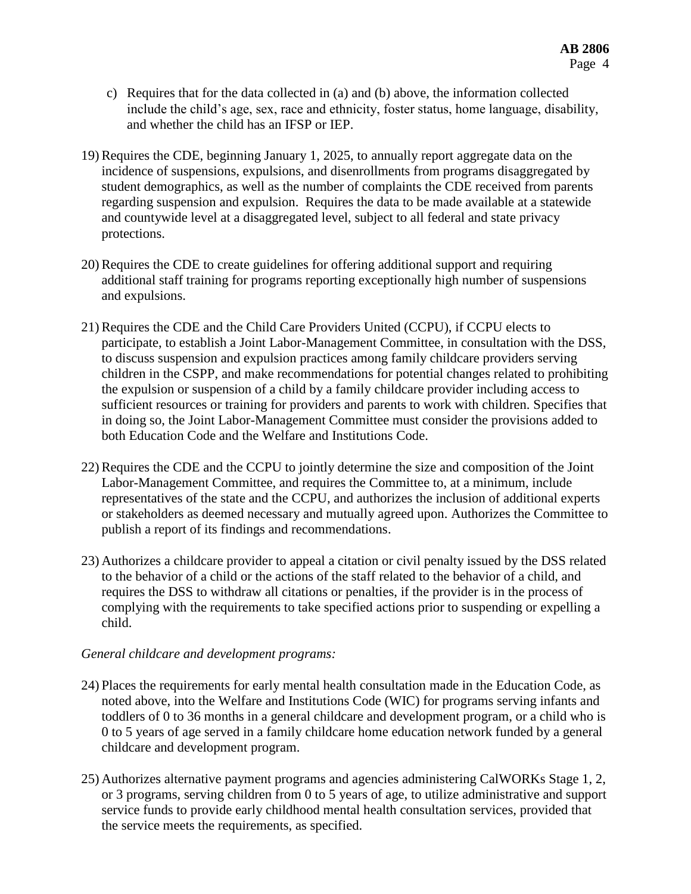c) Requires that for the data collected in (a) and (b) above, the information collected include the child's age, sex, race and ethnicity, foster status, home language, disability, and whether the child has an IFSP or IEP.

19) Requires the CDE, beginning January 1, 2025, to annually report aggregate data on the incidence of suspensions, expulsions, and disenrollments from programs disaggregated by student demographics, as well as the number of complaints the CDE received from parents regarding suspension and expulsion. Requires the data to be made available at a statewide and countywide level at a disaggregated level, subject to all federal and state privacy protections.

20) Requires the CDE to create guidelines for offering additional support and requiring additional staff training for programs reporting exceptionally high number of suspensions and expulsions.

21) Requires the CDE and the Child Care Providers United (CCPU), if CCPU elects to participate, to establish a Joint Labor-Management Committee, in consultation with the DSS, to discuss suspension and expulsion practices among family childcare providers serving children in the CSPP, and make recommendations for potential changes related to prohibiting the expulsion or suspension of a child by a family childcare provider including access to sufficient resources or training for providers and parents to work with children. Specifies that in doing so, the Joint Labor-Management Committee must consider the provisions added to both Education Code and the Welfare and Institutions Code.

22) Requires the CDE and the CCPU to jointly determine the size and composition of the Joint Labor-Management Committee, and requires the Committee to, at a minimum, include representatives of the state and the CCPU, and authorizes the inclusion of additional experts or stakeholders as deemed necessary and mutually agreed upon. Authorizes the Committee to publish a report of its findings and recommendations.

23) Authorizes a childcare provider to appeal a citation or civil penalty issued by the DSS related to the behavior of a child or the actions of the staff related to the behavior of a child, and requires the DSS to withdraw all citations or penalties, if the provider is in the process of complying with the requirements to take specified actions prior to suspending or expelling a child.

*General childcare and development programs:*

24) Places the requirements for early mental health consultation made in the Education Code, as noted above, into the Welfare and Institutions Code (WIC) for programs serving infants and toddlers of 0 to 36 months in a general childcare and development program, or a child who is 0 to 5 years of age served in a family childcare home education network funded by a general childcare and development program.

25) Authorizes alternative payment programs and agencies administering CalWORKs Stage 1, 2, or 3 programs, serving children from 0 to 5 years of age, to utilize administrative and support service funds to provide early childhood mental health consultation services, provided that the service meets the requirements, as specified.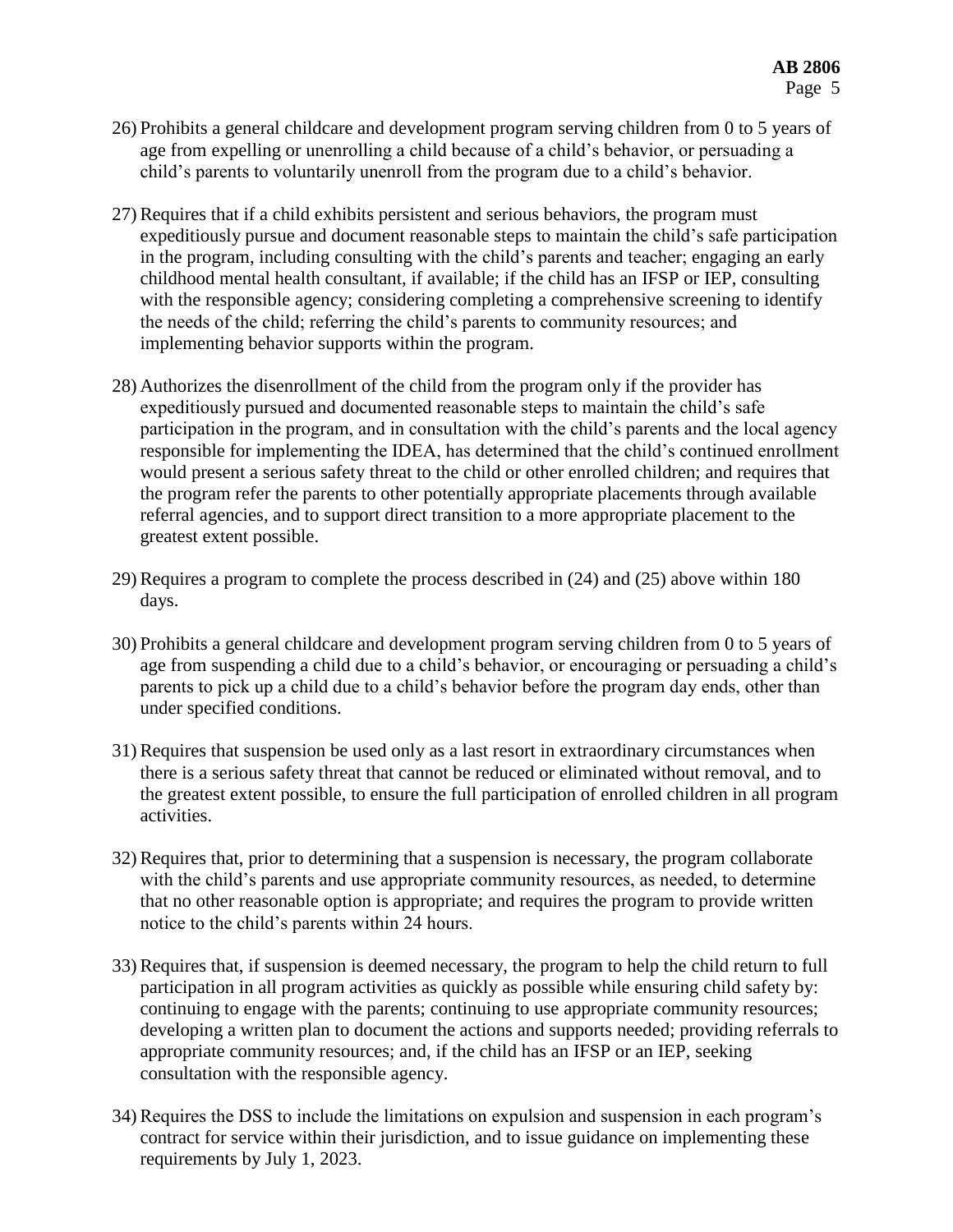26) Prohibits a general childcare and development program serving children from 0 to 5 years of age from expelling or unenrolling a child because of a child's behavior, or persuading a child's parents to voluntarily unenroll from the program due to a child's behavior.

27) Requires that if a child exhibits persistent and serious behaviors, the program must expeditiously pursue and document reasonable steps to maintain the child's safe participation in the program, including consulting with the child's parents and teacher; engaging an early childhood mental health consultant, if available; if the child has an IFSP or IEP, consulting with the responsible agency; considering completing a comprehensive screening to identify the needs of the child; referring the child's parents to community resources; and implementing behavior supports within the program.

28) Authorizes the disenrollment of the child from the program only if the provider has expeditiously pursued and documented reasonable steps to maintain the child's safe participation in the program, and in consultation with the child's parents and the local agency responsible for implementing the IDEA, has determined that the child's continued enrollment would present a serious safety threat to the child or other enrolled children; and requires that the program refer the parents to other potentially appropriate placements through available referral agencies, and to support direct transition to a more appropriate placement to the greatest extent possible.

29) Requires a program to complete the process described in (24) and (25) above within 180 days.

30) Prohibits a general childcare and development program serving children from 0 to 5 years of age from suspending a child due to a child's behavior, or encouraging or persuading a child's parents to pick up a child due to a child's behavior before the program day ends, other than under specified conditions.

31) Requires that suspension be used only as a last resort in extraordinary circumstances when there is a serious safety threat that cannot be reduced or eliminated without removal, and to the greatest extent possible, to ensure the full participation of enrolled children in all program activities.

32) Requires that, prior to determining that a suspension is necessary, the program collaborate with the child's parents and use appropriate community resources, as needed, to determine that no other reasonable option is appropriate; and requires the program to provide written notice to the child's parents within 24 hours.

33) Requires that, if suspension is deemed necessary, the program to help the child return to full participation in all program activities as quickly as possible while ensuring child safety by: continuing to engage with the parents; continuing to use appropriate community resources; developing a written plan to document the actions and supports needed; providing referrals to appropriate community resources; and, if the child has an IFSP or an IEP, seeking consultation with the responsible agency.

34) Requires the DSS to include the limitations on expulsion and suspension in each program's contract for service within their jurisdiction, and to issue guidance on implementing these requirements by July 1, 2023.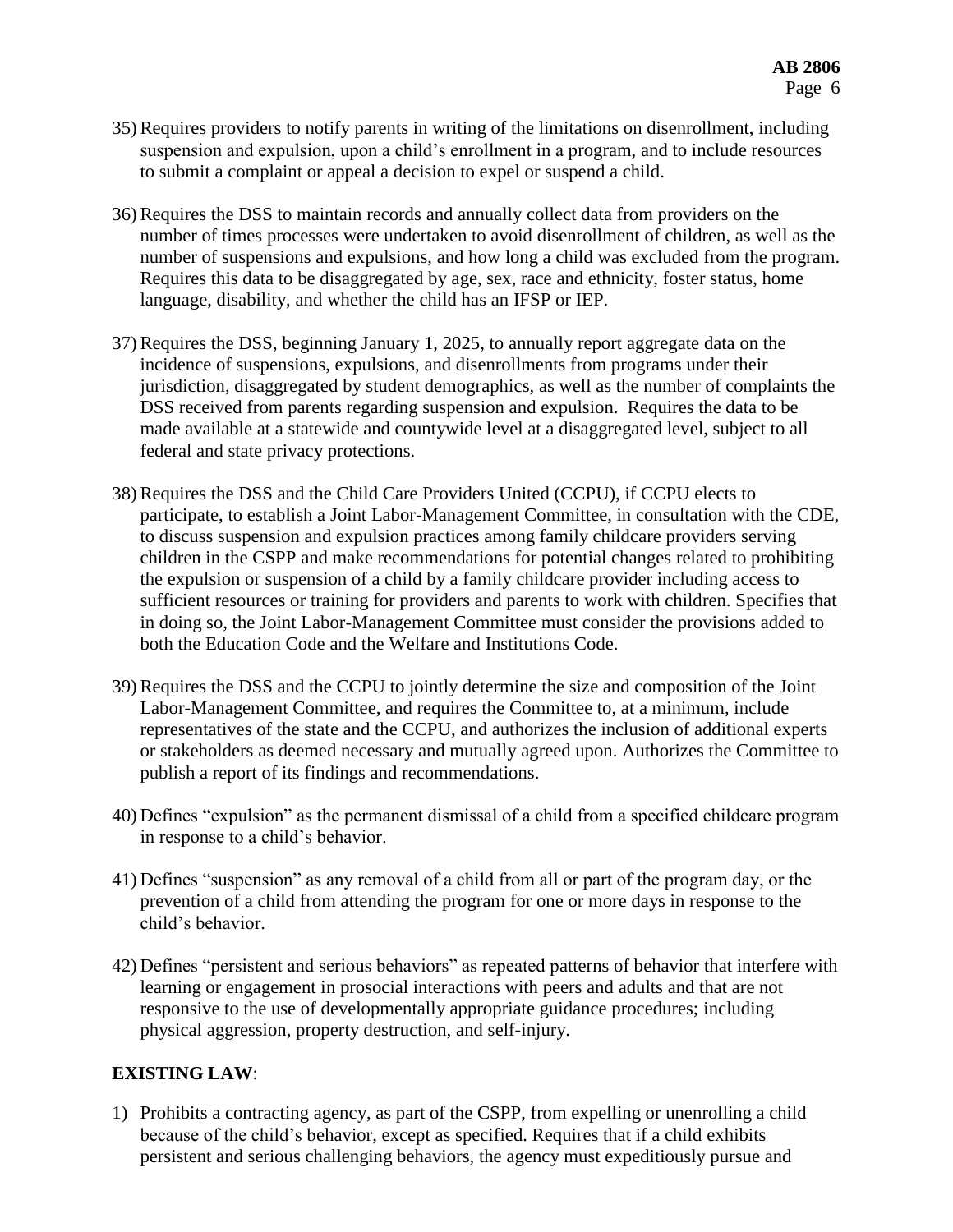35) Requires providers to notify parents in writing of the limitations on disenrollment, including suspension and expulsion, upon a child's enrollment in a program, and to include resources to submit a complaint or appeal a decision to expel or suspend a child.

36) Requires the DSS to maintain records and annually collect data from providers on the number of times processes were undertaken to avoid disenrollment of children, as well as the number of suspensions and expulsions, and how long a child was excluded from the program. Requires this data to be disaggregated by age, sex, race and ethnicity, foster status, home language, disability, and whether the child has an IFSP or IEP.

37) Requires the DSS, beginning January 1, 2025, to annually report aggregate data on the incidence of suspensions, expulsions, and disenrollments from programs under their jurisdiction, disaggregated by student demographics, as well as the number of complaints the DSS received from parents regarding suspension and expulsion. Requires the data to be made available at a statewide and countywide level at a disaggregated level, subject to all federal and state privacy protections.

38) Requires the DSS and the Child Care Providers United (CCPU), if CCPU elects to participate, to establish a Joint Labor-Management Committee, in consultation with the CDE, to discuss suspension and expulsion practices among family childcare providers serving children in the CSPP and make recommendations for potential changes related to prohibiting the expulsion or suspension of a child by a family childcare provider including access to sufficient resources or training for providers and parents to work with children. Specifies that in doing so, the Joint Labor-Management Committee must consider the provisions added to both the Education Code and the Welfare and Institutions Code.

39) Requires the DSS and the CCPU to jointly determine the size and composition of the Joint Labor-Management Committee, and requires the Committee to, at a minimum, include representatives of the state and the CCPU, and authorizes the inclusion of additional experts or stakeholders as deemed necessary and mutually agreed upon. Authorizes the Committee to publish a report of its findings and recommendations.

40) Defines "expulsion" as the permanent dismissal of a child from a specified childcare program in response to a child's behavior.

41) Defines "suspension" as any removal of a child from all or part of the program day, or the prevention of a child from attending the program for one or more days in response to the child's behavior.

42) Defines "persistent and serious behaviors" as repeated patterns of behavior that interfere with learning or engagement in prosocial interactions with peers and adults and that are not responsive to the use of developmentally appropriate guidance procedures; including physical aggression, property destruction, and self-injury.

**EXISTING LAW**:

1) Prohibits a contracting agency, as part of the CSPP, from expelling or unenrolling a child because of the child's behavior, except as specified. Requires that if a child exhibits persistent and serious challenging behaviors, the agency must expeditiously pursue and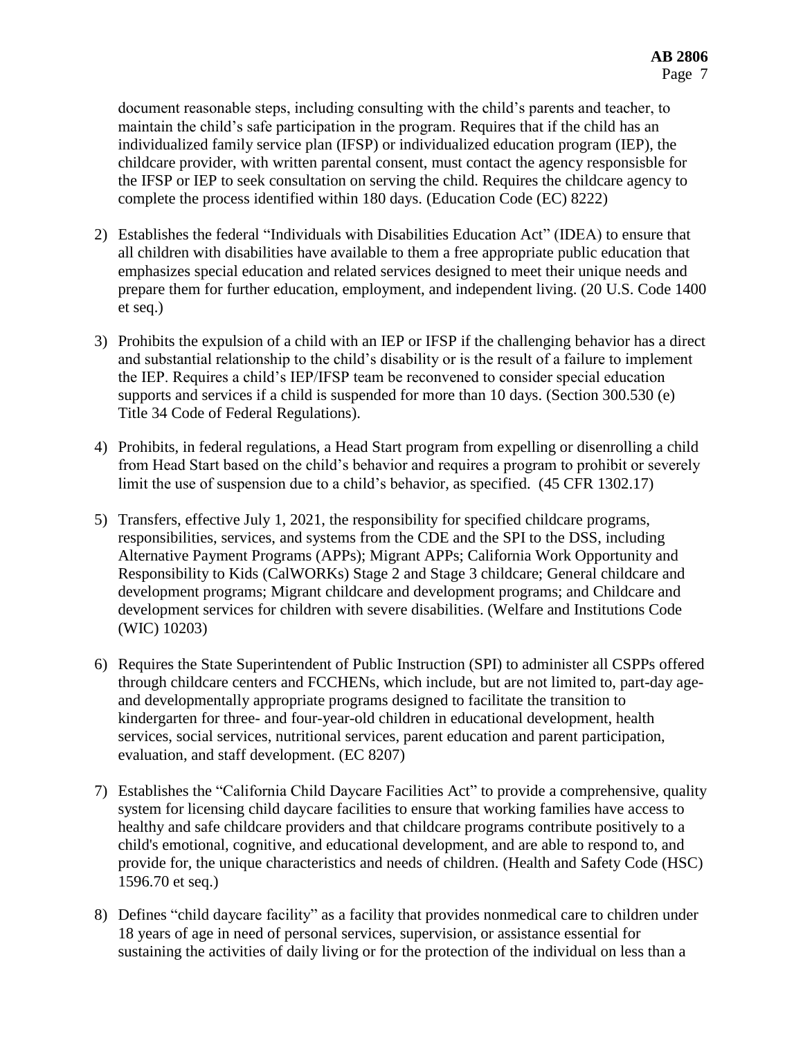document reasonable steps, including consulting with the child's parents and teacher, to maintain the child's safe participation in the program. Requires that if the child has an individualized family service plan (IFSP) or individualized education program (IEP), the childcare provider, with written parental consent, must contact the agency responsisble for the IFSP or IEP to seek consultation on serving the child. Requires the childcare agency to complete the process identified within 180 days. (Education Code (EC) 8222)

2) Establishes the federal "Individuals with Disabilities Education Act" (IDEA) to ensure that all children with disabilities have available to them a free appropriate public education that emphasizes special education and related services designed to meet their unique needs and prepare them for further education, employment, and independent living. (20 U.S. Code 1400 et seq.)

3) Prohibits the expulsion of a child with an IEP or IFSP if the challenging behavior has a direct and substantial relationship to the child's disability or is the result of a failure to implement the IEP. Requires a child's IEP/IFSP team be reconvened to consider special education supports and services if a child is suspended for more than 10 days. (Section 300.530 (e) Title 34 Code of Federal Regulations).

4) Prohibits, in federal regulations, a Head Start program from expelling or disenrolling a child from Head Start based on the child's behavior and requires a program to prohibit or severely limit the use of suspension due to a child's behavior, as specified. (45 CFR 1302.17)

5) Transfers, effective July 1, 2021, the responsibility for specified childcare programs, responsibilities, services, and systems from the CDE and the SPI to the DSS, including Alternative Payment Programs (APPs); Migrant APPs; California Work Opportunity and Responsibility to Kids (CalWORKs) Stage 2 and Stage 3 childcare; General childcare and development programs; Migrant childcare and development programs; and Childcare and development services for children with severe disabilities. (Welfare and Institutions Code (WIC) 10203)

6) Requires the State Superintendent of Public Instruction (SPI) to administer all CSPPs offered through childcare centers and FCCHENs, which include, but are not limited to, part-day age- and developmentally appropriate programs designed to facilitate the transition to kindergarten for three- and four-year-old children in educational development, health services, social services, nutritional services, parent education and parent participation, evaluation, and staff development. (EC 8207)

7) Establishes the "California Child Daycare Facilities Act" to provide a comprehensive, quality system for licensing child daycare facilities to ensure that working families have access to healthy and safe childcare providers and that childcare programs contribute positively to a child's emotional, cognitive, and educational development, and are able to respond to, and provide for, the unique characteristics and needs of children. (Health and Safety Code (HSC) 1596.70 et seq.)

8) Defines "child daycare facility" as a facility that provides nonmedical care to children under 18 years of age in need of personal services, supervision, or assistance essential for sustaining the activities of daily living or for the protection of the individual on less than a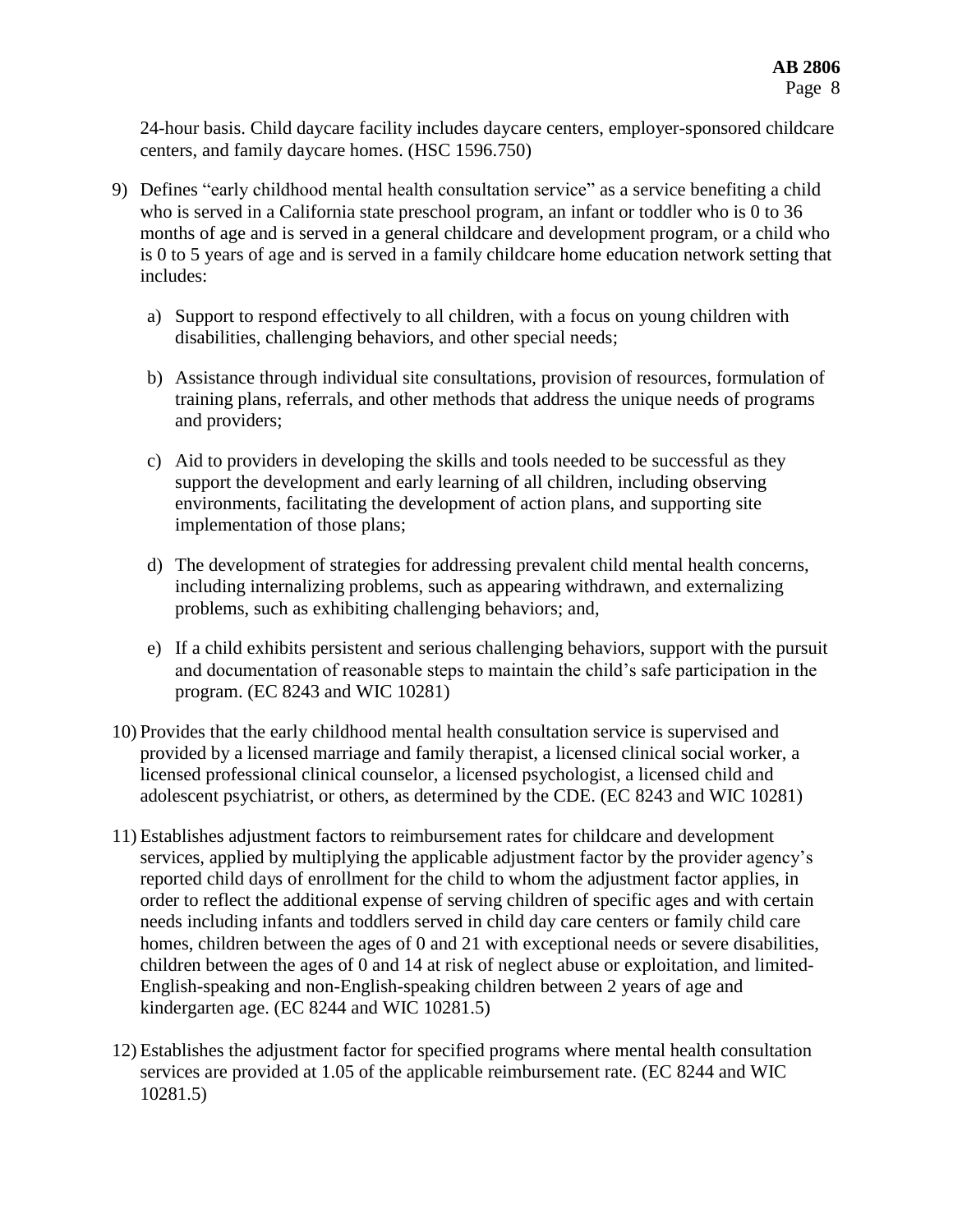24-hour basis. Child daycare facility includes daycare centers, employer-sponsored childcare centers, and family daycare homes. (HSC 1596.750)

9) Defines "early childhood mental health consultation service" as a service benefiting a child who is served in a California state preschool program, an infant or toddler who is 0 to 36 months of age and is served in a general childcare and development program, or a child who is 0 to 5 years of age and is served in a family childcare home education network setting that includes:

   a) Support to respond effectively to all children, with a focus on young children with disabilities, challenging behaviors, and other special needs;

   b) Assistance through individual site consultations, provision of resources, formulation of training plans, referrals, and other methods that address the unique needs of programs and providers;

   c) Aid to providers in developing the skills and tools needed to be successful as they support the development and early learning of all children, including observing environments, facilitating the development of action plans, and supporting site implementation of those plans;

   d) The development of strategies for addressing prevalent child mental health concerns, including internalizing problems, such as appearing withdrawn, and externalizing problems, such as exhibiting challenging behaviors; and,

   e) If a child exhibits persistent and serious challenging behaviors, support with the pursuit and documentation of reasonable steps to maintain the child's safe participation in the program. (EC 8243 and WIC 10281)

10) Provides that the early childhood mental health consultation service is supervised and provided by a licensed marriage and family therapist, a licensed clinical social worker, a licensed professional clinical counselor, a licensed psychologist, a licensed child and adolescent psychiatrist, or others, as determined by the CDE. (EC 8243 and WIC 10281)

11) Establishes adjustment factors to reimbursement rates for childcare and development services, applied by multiplying the applicable adjustment factor by the provider agency's reported child days of enrollment for the child to whom the adjustment factor applies, in order to reflect the additional expense of serving children of specific ages and with certain needs including infants and toddlers served in child day care centers or family child care homes, children between the ages of 0 and 21 with exceptional needs or severe disabilities, children between the ages of 0 and 14 at risk of neglect abuse or exploitation, and limited-English-speaking and non-English-speaking children between 2 years of age and kindergarten age. (EC 8244 and WIC 10281.5)

12) Establishes the adjustment factor for specified programs where mental health consultation services are provided at 1.05 of the applicable reimbursement rate. (EC 8244 and WIC 10281.5)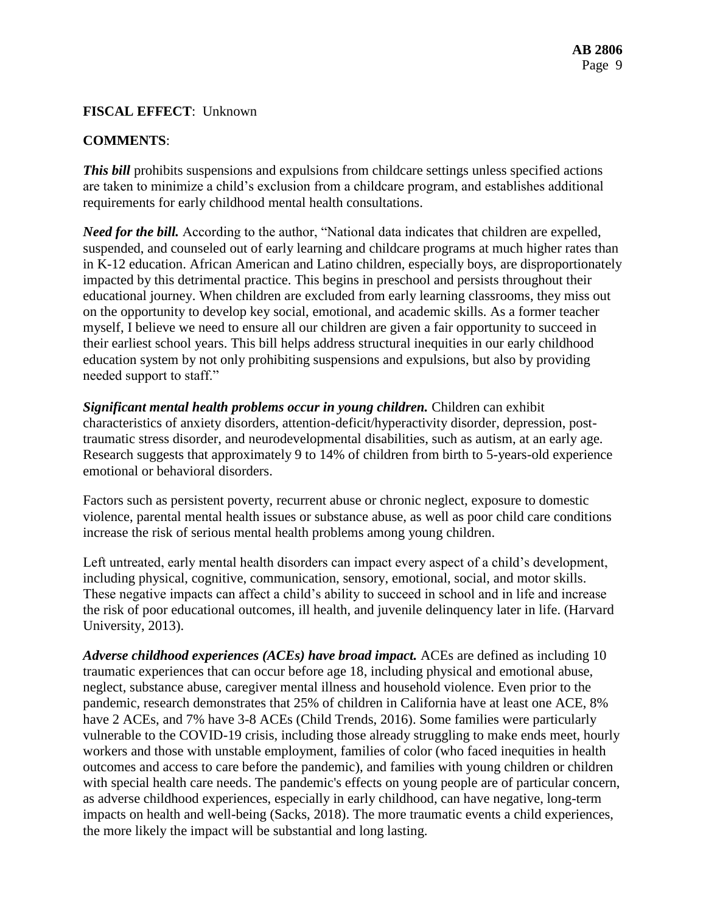**FISCAL EFFECT**: Unknown

**COMMENTS**:

***This bill*** prohibits suspensions and expulsions from childcare settings unless specified actions are taken to minimize a child's exclusion from a childcare program, and establishes additional requirements for early childhood mental health consultations.

***Need for the bill.*** According to the author, "National data indicates that children are expelled, suspended, and counseled out of early learning and childcare programs at much higher rates than in K-12 education. African American and Latino children, especially boys, are disproportionately impacted by this detrimental practice. This begins in preschool and persists throughout their educational journey. When children are excluded from early learning classrooms, they miss out on the opportunity to develop key social, emotional, and academic skills. As a former teacher myself, I believe we need to ensure all our children are given a fair opportunity to succeed in their earliest school years. This bill helps address structural inequities in our early childhood education system by not only prohibiting suspensions and expulsions, but also by providing needed support to staff."

***Significant mental health problems occur in young children.*** Children can exhibit characteristics of anxiety disorders, attention-deficit/hyperactivity disorder, depression, post-traumatic stress disorder, and neurodevelopmental disabilities, such as autism, at an early age. Research suggests that approximately 9 to 14% of children from birth to 5-years-old experience emotional or behavioral disorders.

Factors such as persistent poverty, recurrent abuse or chronic neglect, exposure to domestic violence, parental mental health issues or substance abuse, as well as poor child care conditions increase the risk of serious mental health problems among young children.

Left untreated, early mental health disorders can impact every aspect of a child's development, including physical, cognitive, communication, sensory, emotional, social, and motor skills. These negative impacts can affect a child's ability to succeed in school and in life and increase the risk of poor educational outcomes, ill health, and juvenile delinquency later in life. (Harvard University, 2013).

***Adverse childhood experiences (ACEs) have broad impact.*** ACEs are defined as including 10 traumatic experiences that can occur before age 18, including physical and emotional abuse, neglect, substance abuse, caregiver mental illness and household violence. Even prior to the pandemic, research demonstrates that 25% of children in California have at least one ACE, 8% have 2 ACEs, and 7% have 3-8 ACEs (Child Trends, 2016). Some families were particularly vulnerable to the COVID-19 crisis, including those already struggling to make ends meet, hourly workers and those with unstable employment, families of color (who faced inequities in health outcomes and access to care before the pandemic), and families with young children or children with special health care needs. The pandemic's effects on young people are of particular concern, as adverse childhood experiences, especially in early childhood, can have negative, long-term impacts on health and well-being (Sacks, 2018). The more traumatic events a child experiences, the more likely the impact will be substantial and long lasting.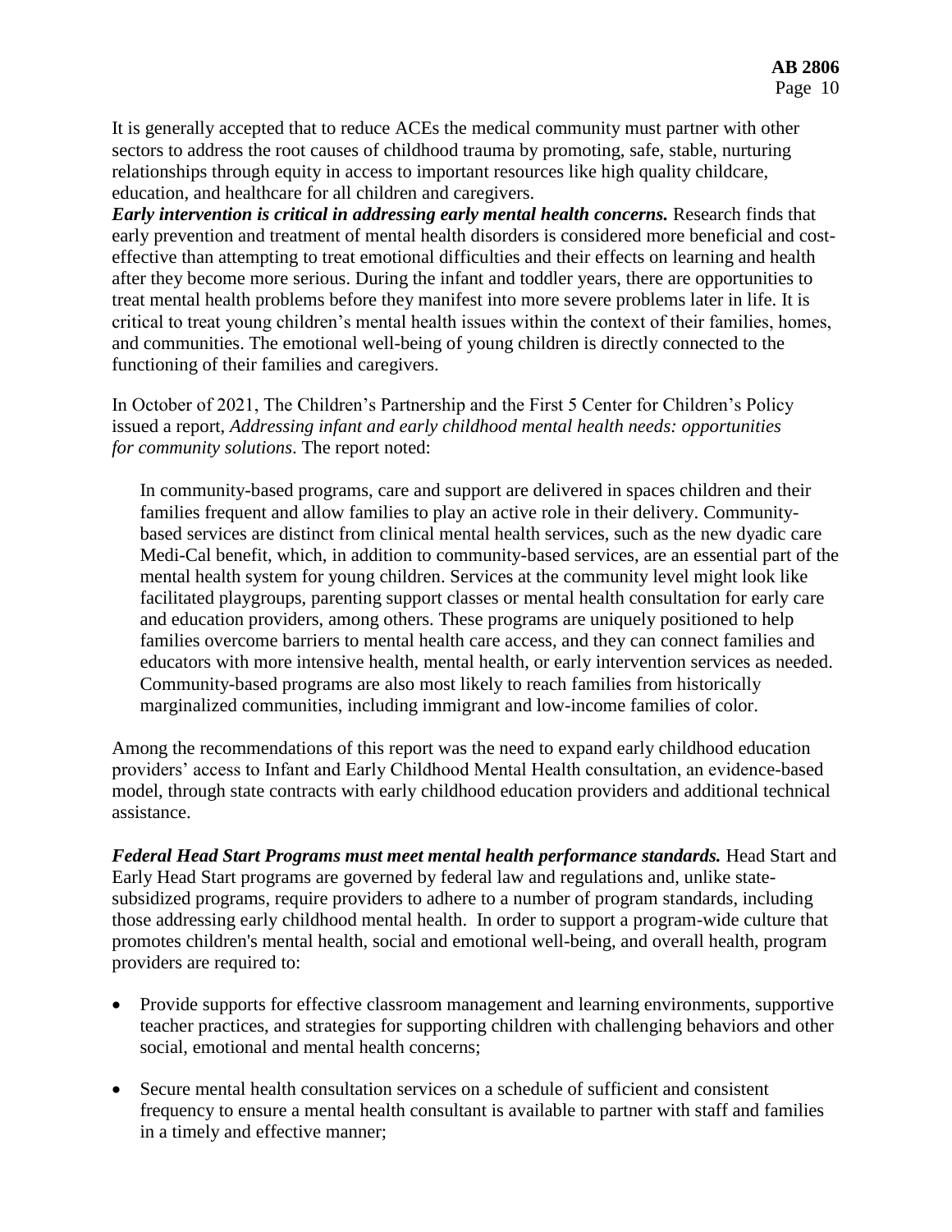It is generally accepted that to reduce ACEs the medical community must partner with other sectors to address the root causes of childhood trauma by promoting, safe, stable, nurturing relationships through equity in access to important resources like high quality childcare, education, and healthcare for all children and caregivers.

***Early intervention is critical in addressing early mental health concerns.*** Research finds that early prevention and treatment of mental health disorders is considered more beneficial and cost-effective than attempting to treat emotional difficulties and their effects on learning and health after they become more serious. During the infant and toddler years, there are opportunities to treat mental health problems before they manifest into more severe problems later in life. It is critical to treat young children's mental health issues within the context of their families, homes, and communities. The emotional well-being of young children is directly connected to the functioning of their families and caregivers.

In October of 2021, The Children's Partnership and the First 5 Center for Children's Policy issued a report, *Addressing infant and early childhood mental health needs: opportunities for community solutions*. The report noted:

> In community-based programs, care and support are delivered in spaces children and their families frequent and allow families to play an active role in their delivery. Community-based services are distinct from clinical mental health services, such as the new dyadic care Medi-Cal benefit, which, in addition to community-based services, are an essential part of the mental health system for young children. Services at the community level might look like facilitated playgroups, parenting support classes or mental health consultation for early care and education providers, among others. These programs are uniquely positioned to help families overcome barriers to mental health care access, and they can connect families and educators with more intensive health, mental health, or early intervention services as needed. Community-based programs are also most likely to reach families from historically marginalized communities, including immigrant and low-income families of color.

Among the recommendations of this report was the need to expand early childhood education providers' access to Infant and Early Childhood Mental Health consultation, an evidence-based model, through state contracts with early childhood education providers and additional technical assistance.

***Federal Head Start Programs must meet mental health performance standards.*** Head Start and Early Head Start programs are governed by federal law and regulations and, unlike state-subsidized programs, require providers to adhere to a number of program standards, including those addressing early childhood mental health. In order to support a program-wide culture that promotes children's mental health, social and emotional well-being, and overall health, program providers are required to:

- Provide supports for effective classroom management and learning environments, supportive teacher practices, and strategies for supporting children with challenging behaviors and other social, emotional and mental health concerns;
- Secure mental health consultation services on a schedule of sufficient and consistent frequency to ensure a mental health consultant is available to partner with staff and families in a timely and effective manner;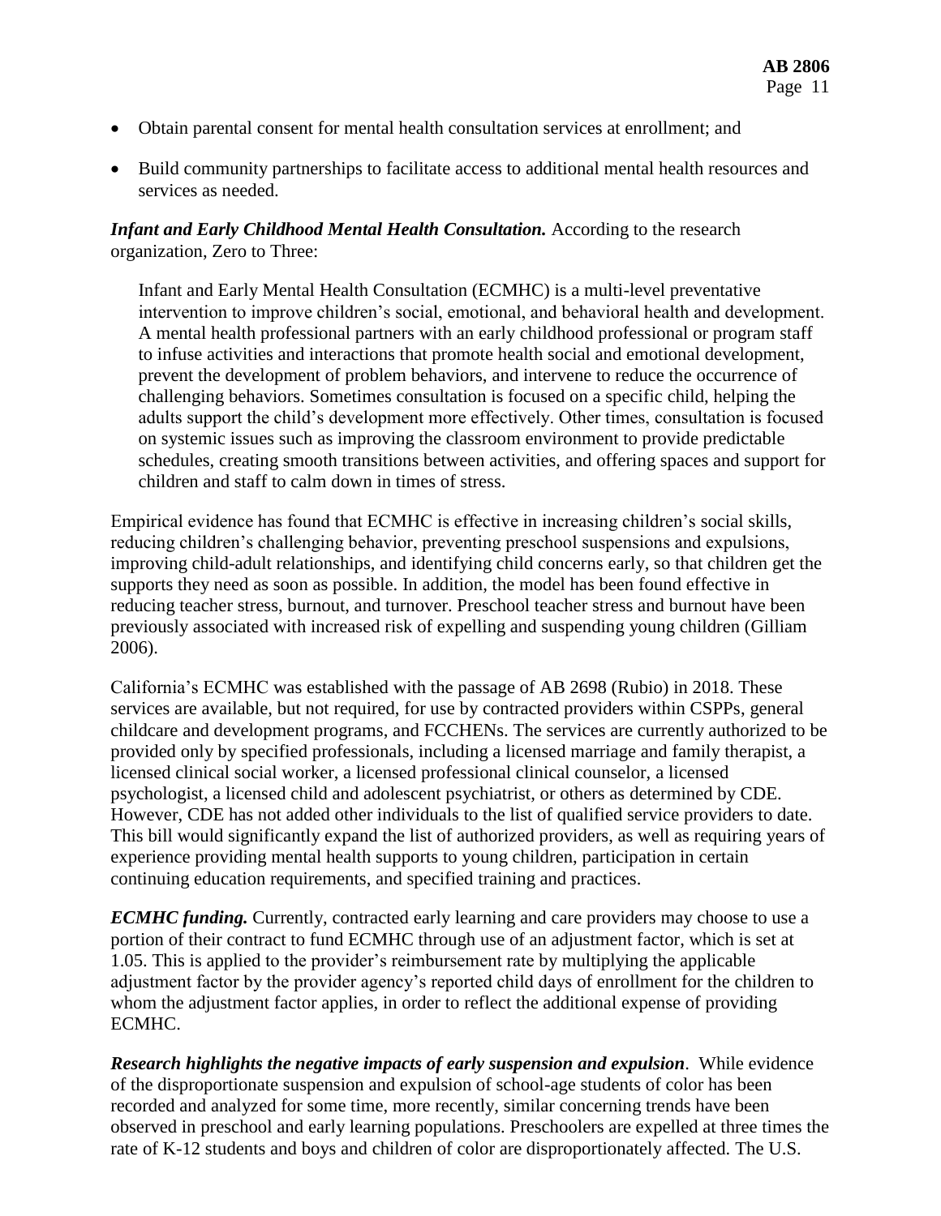- Obtain parental consent for mental health consultation services at enrollment; and
- Build community partnerships to facilitate access to additional mental health resources and services as needed.

***Infant and Early Childhood Mental Health Consultation.*** According to the research organization, Zero to Three:

> Infant and Early Mental Health Consultation (ECMHC) is a multi-level preventative intervention to improve children's social, emotional, and behavioral health and development. A mental health professional partners with an early childhood professional or program staff to infuse activities and interactions that promote health social and emotional development, prevent the development of problem behaviors, and intervene to reduce the occurrence of challenging behaviors. Sometimes consultation is focused on a specific child, helping the adults support the child's development more effectively. Other times, consultation is focused on systemic issues such as improving the classroom environment to provide predictable schedules, creating smooth transitions between activities, and offering spaces and support for children and staff to calm down in times of stress.

Empirical evidence has found that ECMHC is effective in increasing children's social skills, reducing children's challenging behavior, preventing preschool suspensions and expulsions, improving child-adult relationships, and identifying child concerns early, so that children get the supports they need as soon as possible. In addition, the model has been found effective in reducing teacher stress, burnout, and turnover. Preschool teacher stress and burnout have been previously associated with increased risk of expelling and suspending young children (Gilliam 2006).

California's ECMHC was established with the passage of AB 2698 (Rubio) in 2018. These services are available, but not required, for use by contracted providers within CSPPs, general childcare and development programs, and FCCHENs. The services are currently authorized to be provided only by specified professionals, including a licensed marriage and family therapist, a licensed clinical social worker, a licensed professional clinical counselor, a licensed psychologist, a licensed child and adolescent psychiatrist, or others as determined by CDE. However, CDE has not added other individuals to the list of qualified service providers to date. This bill would significantly expand the list of authorized providers, as well as requiring years of experience providing mental health supports to young children, participation in certain continuing education requirements, and specified training and practices.

***ECMHC funding.*** Currently, contracted early learning and care providers may choose to use a portion of their contract to fund ECMHC through use of an adjustment factor, which is set at 1.05. This is applied to the provider's reimbursement rate by multiplying the applicable adjustment factor by the provider agency's reported child days of enrollment for the children to whom the adjustment factor applies, in order to reflect the additional expense of providing ECMHC.

***Research highlights the negative impacts of early suspension and expulsion***. While evidence of the disproportionate suspension and expulsion of school-age students of color has been recorded and analyzed for some time, more recently, similar concerning trends have been observed in preschool and early learning populations. Preschoolers are expelled at three times the rate of K-12 students and boys and children of color are disproportionately affected. The U.S.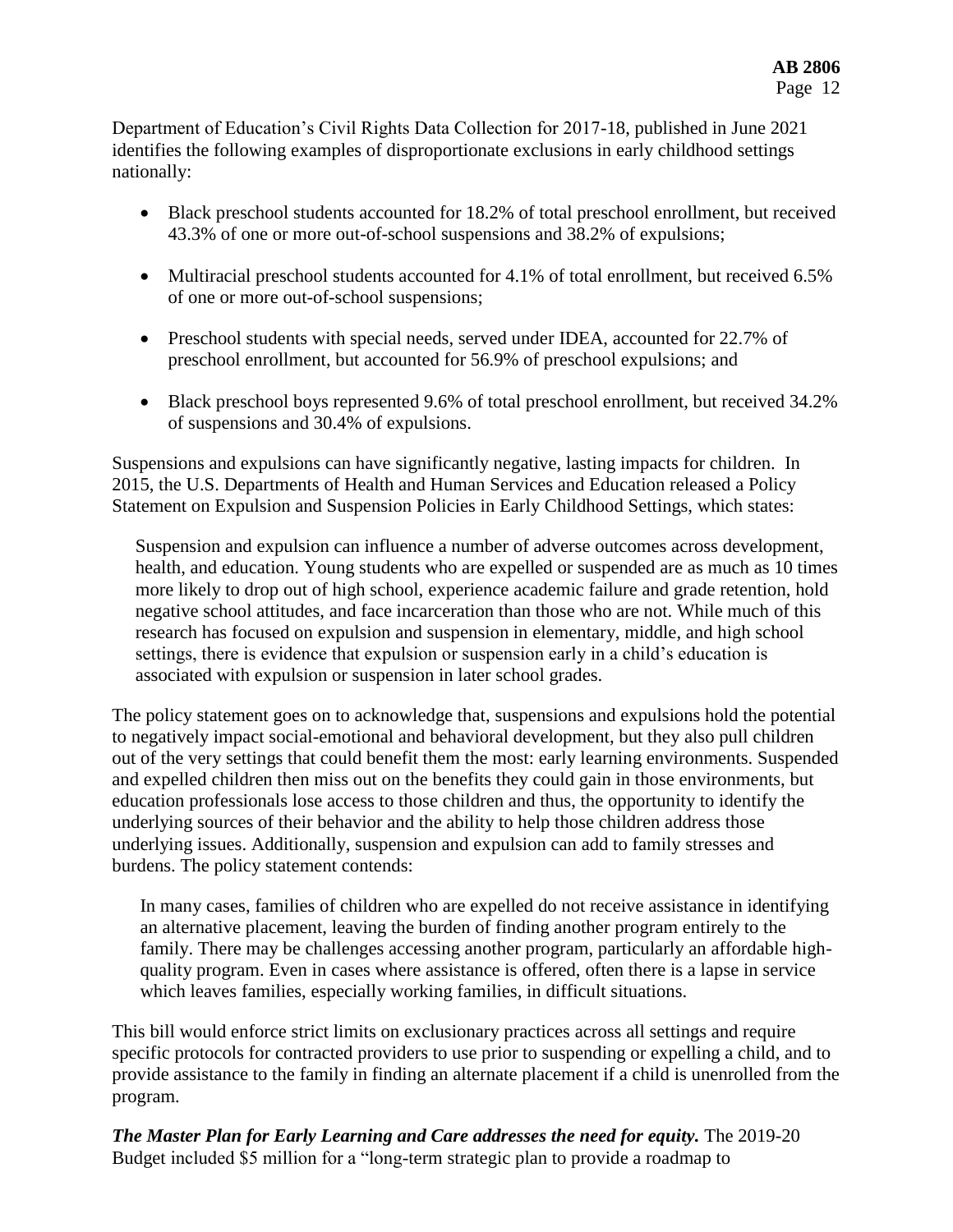Department of Education's Civil Rights Data Collection for 2017-18, published in June 2021 identifies the following examples of disproportionate exclusions in early childhood settings nationally:

- Black preschool students accounted for 18.2% of total preschool enrollment, but received 43.3% of one or more out-of-school suspensions and 38.2% of expulsions;
- Multiracial preschool students accounted for 4.1% of total enrollment, but received 6.5% of one or more out-of-school suspensions;
- Preschool students with special needs, served under IDEA, accounted for 22.7% of preschool enrollment, but accounted for 56.9% of preschool expulsions; and
- Black preschool boys represented 9.6% of total preschool enrollment, but received 34.2% of suspensions and 30.4% of expulsions.

Suspensions and expulsions can have significantly negative, lasting impacts for children. In 2015, the U.S. Departments of Health and Human Services and Education released a Policy Statement on Expulsion and Suspension Policies in Early Childhood Settings, which states:

> Suspension and expulsion can influence a number of adverse outcomes across development, health, and education. Young students who are expelled or suspended are as much as 10 times more likely to drop out of high school, experience academic failure and grade retention, hold negative school attitudes, and face incarceration than those who are not. While much of this research has focused on expulsion and suspension in elementary, middle, and high school settings, there is evidence that expulsion or suspension early in a child's education is associated with expulsion or suspension in later school grades.

The policy statement goes on to acknowledge that, suspensions and expulsions hold the potential to negatively impact social-emotional and behavioral development, but they also pull children out of the very settings that could benefit them the most: early learning environments. Suspended and expelled children then miss out on the benefits they could gain in those environments, but education professionals lose access to those children and thus, the opportunity to identify the underlying sources of their behavior and the ability to help those children address those underlying issues. Additionally, suspension and expulsion can add to family stresses and burdens. The policy statement contends:

> In many cases, families of children who are expelled do not receive assistance in identifying an alternative placement, leaving the burden of finding another program entirely to the family. There may be challenges accessing another program, particularly an affordable high-quality program. Even in cases where assistance is offered, often there is a lapse in service which leaves families, especially working families, in difficult situations.

This bill would enforce strict limits on exclusionary practices across all settings and require specific protocols for contracted providers to use prior to suspending or expelling a child, and to provide assistance to the family in finding an alternate placement if a child is unenrolled from the program.

***The Master Plan for Early Learning and Care addresses the need for equity.*** The 2019-20 Budget included $5 million for a "long-term strategic plan to provide a roadmap to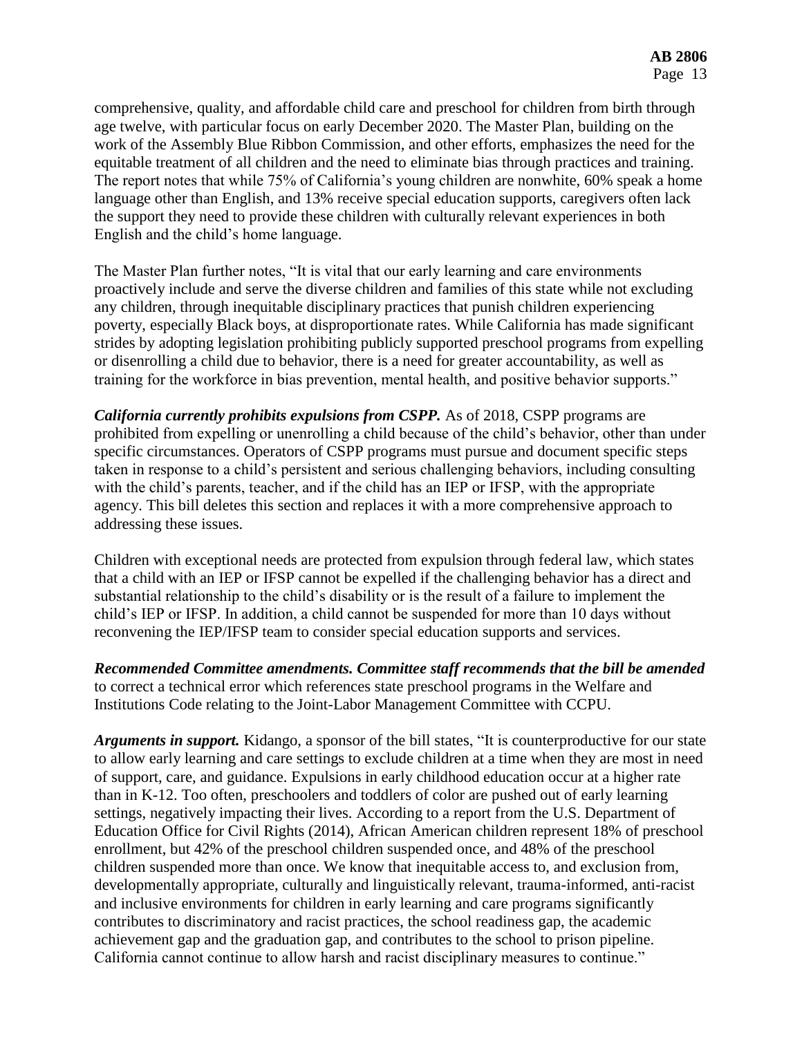comprehensive, quality, and affordable child care and preschool for children from birth through age twelve, with particular focus on early December 2020. The Master Plan, building on the work of the Assembly Blue Ribbon Commission, and other efforts, emphasizes the need for the equitable treatment of all children and the need to eliminate bias through practices and training. The report notes that while 75% of California's young children are nonwhite, 60% speak a home language other than English, and 13% receive special education supports, caregivers often lack the support they need to provide these children with culturally relevant experiences in both English and the child's home language.

The Master Plan further notes, "It is vital that our early learning and care environments proactively include and serve the diverse children and families of this state while not excluding any children, through inequitable disciplinary practices that punish children experiencing poverty, especially Black boys, at disproportionate rates. While California has made significant strides by adopting legislation prohibiting publicly supported preschool programs from expelling or disenrolling a child due to behavior, there is a need for greater accountability, as well as training for the workforce in bias prevention, mental health, and positive behavior supports."

***California currently prohibits expulsions from CSPP.*** As of 2018, CSPP programs are prohibited from expelling or unenrolling a child because of the child's behavior, other than under specific circumstances. Operators of CSPP programs must pursue and document specific steps taken in response to a child's persistent and serious challenging behaviors, including consulting with the child's parents, teacher, and if the child has an IEP or IFSP, with the appropriate agency. This bill deletes this section and replaces it with a more comprehensive approach to addressing these issues.

Children with exceptional needs are protected from expulsion through federal law, which states that a child with an IEP or IFSP cannot be expelled if the challenging behavior has a direct and substantial relationship to the child's disability or is the result of a failure to implement the child's IEP or IFSP. In addition, a child cannot be suspended for more than 10 days without reconvening the IEP/IFSP team to consider special education supports and services.

***Recommended Committee amendments. Committee staff recommends that the bill be amended*** to correct a technical error which references state preschool programs in the Welfare and Institutions Code relating to the Joint-Labor Management Committee with CCPU.

***Arguments in support.*** Kidango, a sponsor of the bill states, "It is counterproductive for our state to allow early learning and care settings to exclude children at a time when they are most in need of support, care, and guidance. Expulsions in early childhood education occur at a higher rate than in K-12. Too often, preschoolers and toddlers of color are pushed out of early learning settings, negatively impacting their lives. According to a report from the U.S. Department of Education Office for Civil Rights (2014), African American children represent 18% of preschool enrollment, but 42% of the preschool children suspended once, and 48% of the preschool children suspended more than once. We know that inequitable access to, and exclusion from, developmentally appropriate, culturally and linguistically relevant, trauma-informed, anti-racist and inclusive environments for children in early learning and care programs significantly contributes to discriminatory and racist practices, the school readiness gap, the academic achievement gap and the graduation gap, and contributes to the school to prison pipeline. California cannot continue to allow harsh and racist disciplinary measures to continue."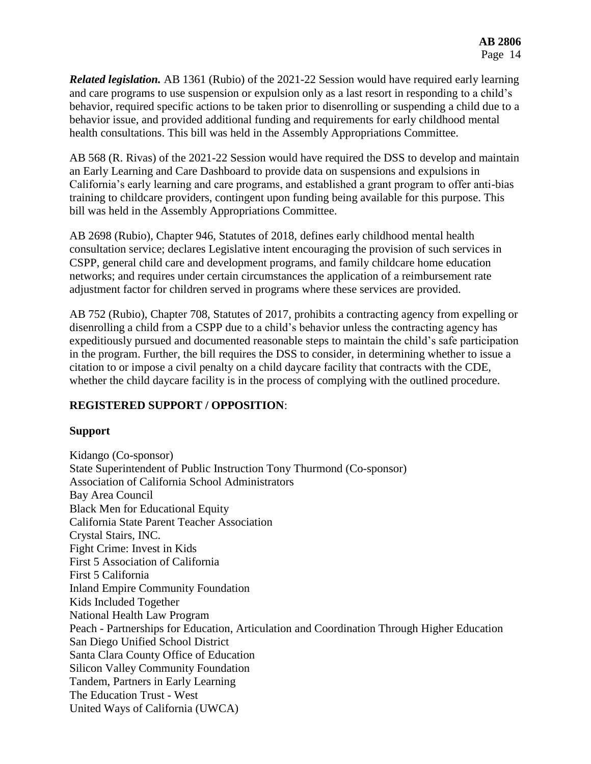***Related legislation.*** AB 1361 (Rubio) of the 2021-22 Session would have required early learning and care programs to use suspension or expulsion only as a last resort in responding to a child's behavior, required specific actions to be taken prior to disenrolling or suspending a child due to a behavior issue, and provided additional funding and requirements for early childhood mental health consultations. This bill was held in the Assembly Appropriations Committee.

AB 568 (R. Rivas) of the 2021-22 Session would have required the DSS to develop and maintain an Early Learning and Care Dashboard to provide data on suspensions and expulsions in California's early learning and care programs, and established a grant program to offer anti-bias training to childcare providers, contingent upon funding being available for this purpose. This bill was held in the Assembly Appropriations Committee.

AB 2698 (Rubio), Chapter 946, Statutes of 2018, defines early childhood mental health consultation service; declares Legislative intent encouraging the provision of such services in CSPP, general child care and development programs, and family childcare home education networks; and requires under certain circumstances the application of a reimbursement rate adjustment factor for children served in programs where these services are provided.

AB 752 (Rubio), Chapter 708, Statutes of 2017, prohibits a contracting agency from expelling or disenrolling a child from a CSPP due to a child's behavior unless the contracting agency has expeditiously pursued and documented reasonable steps to maintain the child's safe participation in the program. Further, the bill requires the DSS to consider, in determining whether to issue a citation to or impose a civil penalty on a child daycare facility that contracts with the CDE, whether the child daycare facility is in the process of complying with the outlined procedure.

## REGISTERED SUPPORT / OPPOSITION:

### Support

Kidango (Co-sponsor)
State Superintendent of Public Instruction Tony Thurmond (Co-sponsor)
Association of California School Administrators
Bay Area Council
Black Men for Educational Equity
California State Parent Teacher Association
Crystal Stairs, INC.
Fight Crime: Invest in Kids
First 5 Association of California
First 5 California
Inland Empire Community Foundation
Kids Included Together
National Health Law Program
Peach - Partnerships for Education, Articulation and Coordination Through Higher Education
San Diego Unified School District
Santa Clara County Office of Education
Silicon Valley Community Foundation
Tandem, Partners in Early Learning
The Education Trust - West
United Ways of California (UWCA)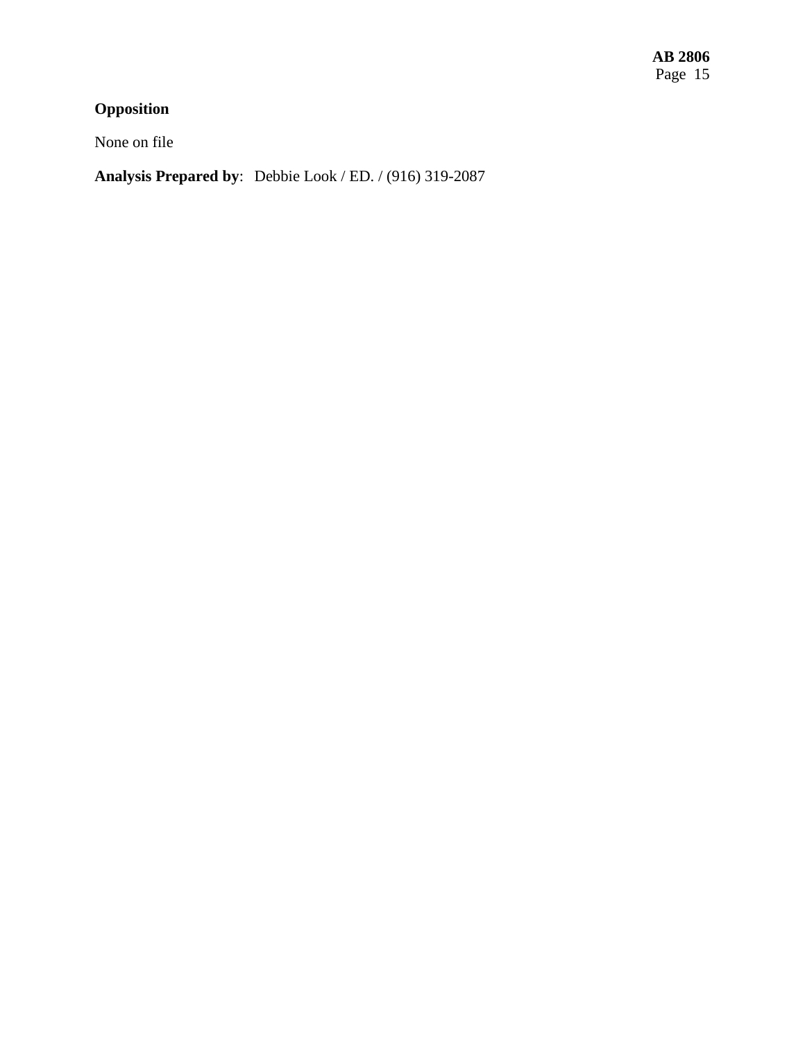**Opposition**

None on file

**Analysis Prepared by**: Debbie Look / ED. / (916) 319-2087